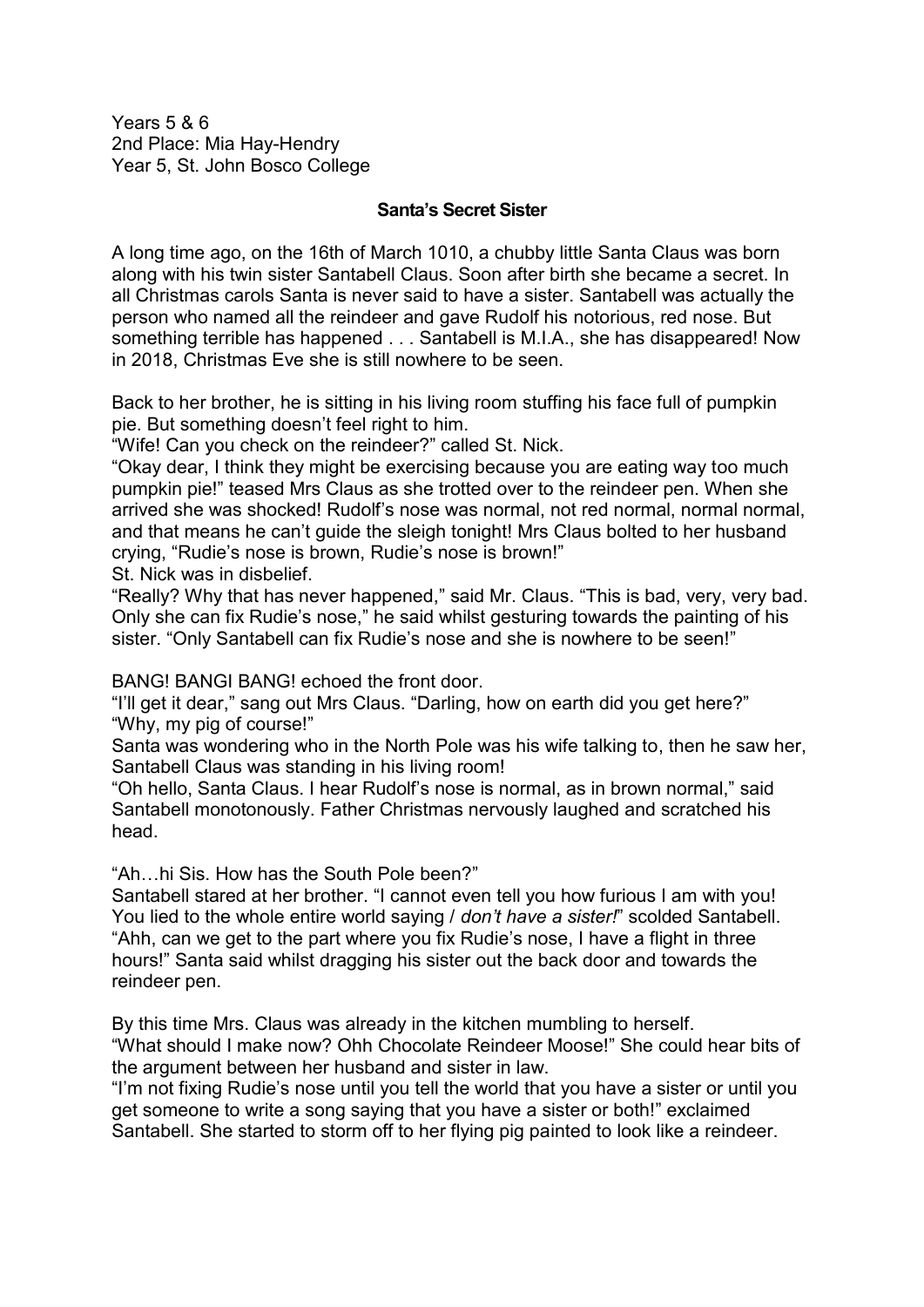Years 5 & 6
2nd Place: Mia Hay-Hendry
Year 5, St. John Bosco College

**Santa's Secret Sister**

A long time ago, on the 16th of March 1010, a chubby little Santa Claus was born along with his twin sister Santabell Claus. Soon after birth she became a secret. In all Christmas carols Santa is never said to have a sister. Santabell was actually the person who named all the reindeer and gave Rudolf his notorious, red nose. But something terrible has happened . . . Santabell is M.I.A., she has disappeared! Now in 2018, Christmas Eve she is still nowhere to be seen.

Back to her brother, he is sitting in his living room stuffing his face full of pumpkin pie. But something doesn't feel right to him.
"Wife! Can you check on the reindeer?" called St. Nick.
"Okay dear, I think they might be exercising because you are eating way too much pumpkin pie!" teased Mrs Claus as she trotted over to the reindeer pen. When she arrived she was shocked! Rudolf's nose was normal, not red normal, normal normal, and that means he can't guide the sleigh tonight! Mrs Claus bolted to her husband crying, "Rudie's nose is brown, Rudie's nose is brown!"
St. Nick was in disbelief.
"Really? Why that has never happened," said Mr. Claus. "This is bad, very, very bad. Only she can fix Rudie's nose," he said whilst gesturing towards the painting of his sister. "Only Santabell can fix Rudie's nose and she is nowhere to be seen!"

BANG! BANGI BANG! echoed the front door.
"I'll get it dear," sang out Mrs Claus. "Darling, how on earth did you get here?"
"Why, my pig of course!"
Santa was wondering who in the North Pole was his wife talking to, then he saw her, Santabell Claus was standing in his living room!
"Oh hello, Santa Claus. I hear Rudolf's nose is normal, as in brown normal," said Santabell monotonously. Father Christmas nervously laughed and scratched his head.

"Ah…hi Sis. How has the South Pole been?"
Santabell stared at her brother. "I cannot even tell you how furious I am with you! You lied to the whole entire world saying *I don't have a sister!*" scolded Santabell.
"Ahh, can we get to the part where you fix Rudie's nose, I have a flight in three hours!" Santa said whilst dragging his sister out the back door and towards the reindeer pen.

By this time Mrs. Claus was already in the kitchen mumbling to herself.
"What should I make now? Ohh Chocolate Reindeer Moose!" She could hear bits of the argument between her husband and sister in law.
"I'm not fixing Rudie's nose until you tell the world that you have a sister or until you get someone to write a song saying that you have a sister or both!" exclaimed Santabell. She started to storm off to her flying pig painted to look like a reindeer.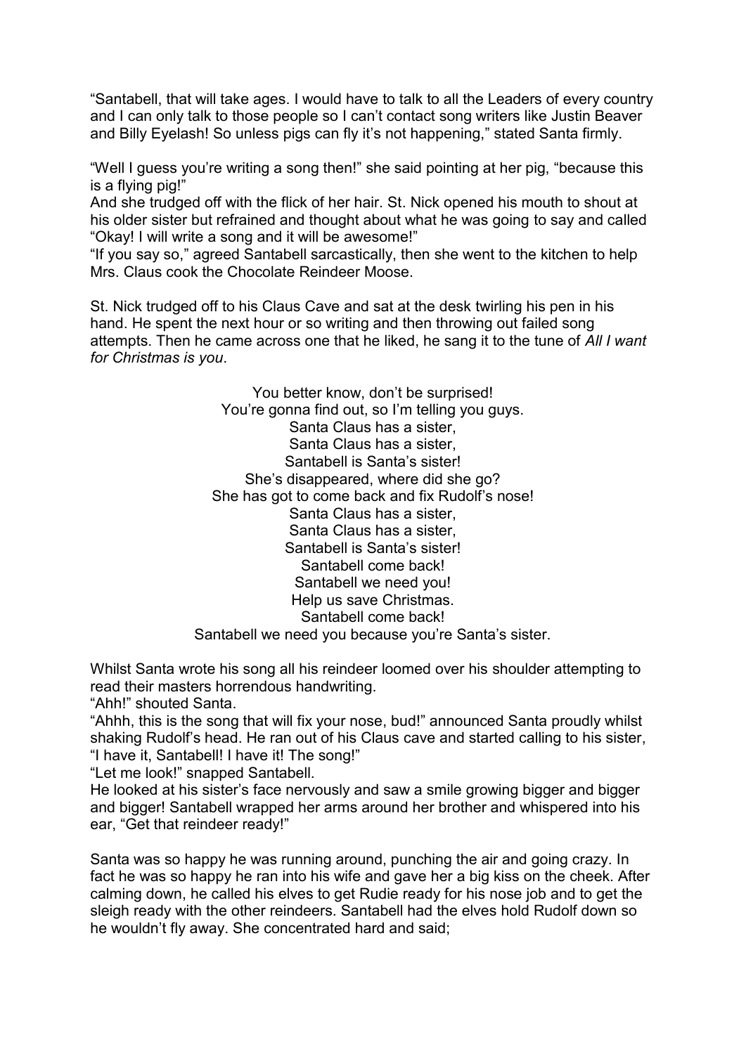"Santabell, that will take ages. I would have to talk to all the Leaders of every country and I can only talk to those people so I can't contact song writers like Justin Beaver and Billy Eyelash! So unless pigs can fly it's not happening," stated Santa firmly.

"Well I guess you're writing a song then!" she said pointing at her pig, "because this is a flying pig!"
And she trudged off with the flick of her hair. St. Nick opened his mouth to shout at his older sister but refrained and thought about what he was going to say and called "Okay! I will write a song and it will be awesome!"
"If you say so," agreed Santabell sarcastically, then she went to the kitchen to help Mrs. Claus cook the Chocolate Reindeer Moose.

St. Nick trudged off to his Claus Cave and sat at the desk twirling his pen in his hand. He spent the next hour or so writing and then throwing out failed song attempts. Then he came across one that he liked, he sang it to the tune of *All I want for Christmas is you*.

You better know, don't be surprised!
You're gonna find out, so I'm telling you guys.
Santa Claus has a sister,
Santa Claus has a sister,
Santabell is Santa's sister!
She's disappeared, where did she go?
She has got to come back and fix Rudolf's nose!
Santa Claus has a sister,
Santa Claus has a sister,
Santabell is Santa's sister!
Santabell come back!
Santabell we need you!
Help us save Christmas.
Santabell come back!
Santabell we need you because you're Santa's sister.

Whilst Santa wrote his song all his reindeer loomed over his shoulder attempting to read their masters horrendous handwriting.
"Ahh!" shouted Santa.
"Ahhh, this is the song that will fix your nose, bud!" announced Santa proudly whilst shaking Rudolf's head. He ran out of his Claus cave and started calling to his sister, "I have it, Santabell! I have it! The song!"
"Let me look!" snapped Santabell.
He looked at his sister's face nervously and saw a smile growing bigger and bigger and bigger! Santabell wrapped her arms around her brother and whispered into his ear, "Get that reindeer ready!"

Santa was so happy he was running around, punching the air and going crazy. In fact he was so happy he ran into his wife and gave her a big kiss on the cheek. After calming down, he called his elves to get Rudie ready for his nose job and to get the sleigh ready with the other reindeers. Santabell had the elves hold Rudolf down so he wouldn't fly away. She concentrated hard and said;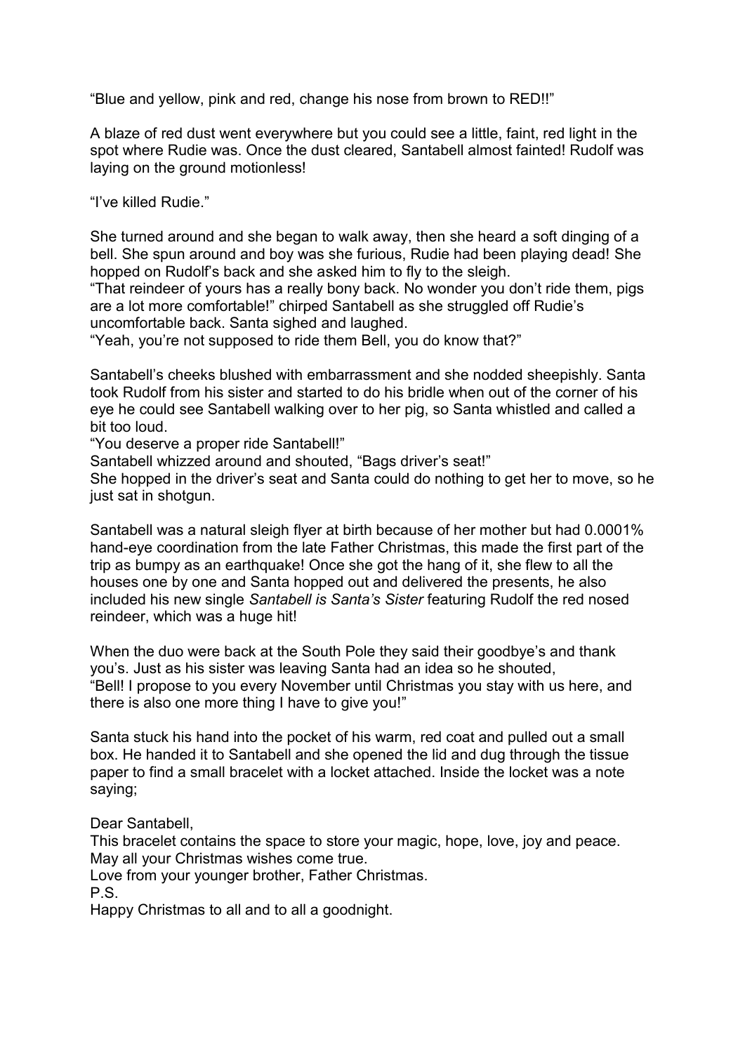"Blue and yellow, pink and red, change his nose from brown to RED!!"

A blaze of red dust went everywhere but you could see a little, faint, red light in the spot where Rudie was. Once the dust cleared, Santabell almost fainted! Rudolf was laying on the ground motionless!

"I've killed Rudie."

She turned around and she began to walk away, then she heard a soft dinging of a bell. She spun around and boy was she furious, Rudie had been playing dead! She hopped on Rudolf's back and she asked him to fly to the sleigh.
"That reindeer of yours has a really bony back. No wonder you don't ride them, pigs are a lot more comfortable!" chirped Santabell as she struggled off Rudie's uncomfortable back. Santa sighed and laughed.
"Yeah, you're not supposed to ride them Bell, you do know that?"

Santabell's cheeks blushed with embarrassment and she nodded sheepishly. Santa took Rudolf from his sister and started to do his bridle when out of the corner of his eye he could see Santabell walking over to her pig, so Santa whistled and called a bit too loud.
"You deserve a proper ride Santabell!"
Santabell whizzed around and shouted, "Bags driver's seat!"
She hopped in the driver's seat and Santa could do nothing to get her to move, so he just sat in shotgun.

Santabell was a natural sleigh flyer at birth because of her mother but had 0.0001% hand-eye coordination from the late Father Christmas, this made the first part of the trip as bumpy as an earthquake! Once she got the hang of it, she flew to all the houses one by one and Santa hopped out and delivered the presents, he also included his new single *Santabell is Santa's Sister* featuring Rudolf the red nosed reindeer, which was a huge hit!

When the duo were back at the South Pole they said their goodbye's and thank you's. Just as his sister was leaving Santa had an idea so he shouted,
"Bell! I propose to you every November until Christmas you stay with us here, and there is also one more thing I have to give you!"

Santa stuck his hand into the pocket of his warm, red coat and pulled out a small box. He handed it to Santabell and she opened the lid and dug through the tissue paper to find a small bracelet with a locket attached. Inside the locket was a note saying;

Dear Santabell,
This bracelet contains the space to store your magic, hope, love, joy and peace.
May all your Christmas wishes come true.
Love from your younger brother, Father Christmas.
P.S.
Happy Christmas to all and to all a goodnight.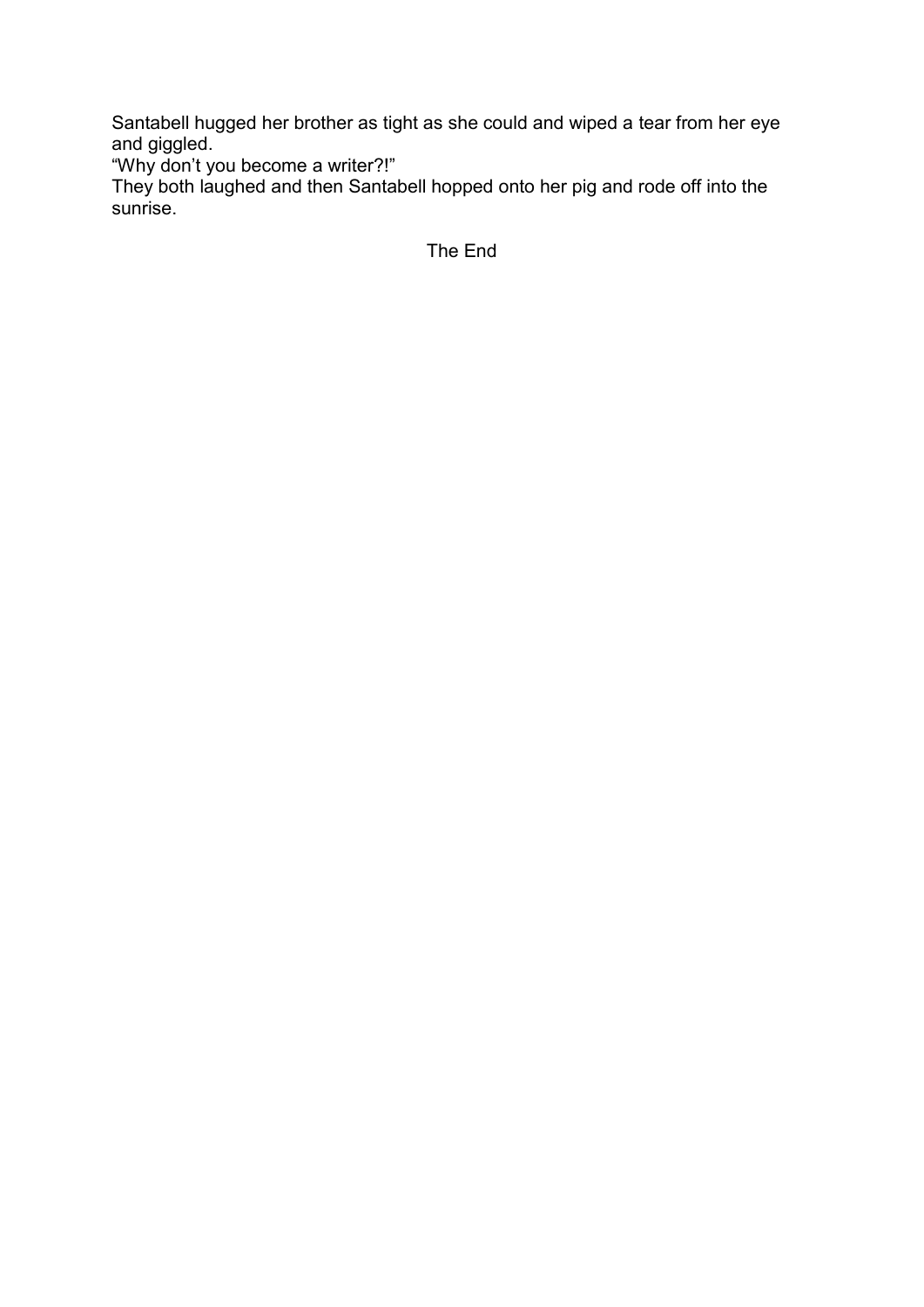Santabell hugged her brother as tight as she could and wiped a tear from her eye and giggled.
"Why don't you become a writer?!"
They both laughed and then Santabell hopped onto her pig and rode off into the sunrise.

The End